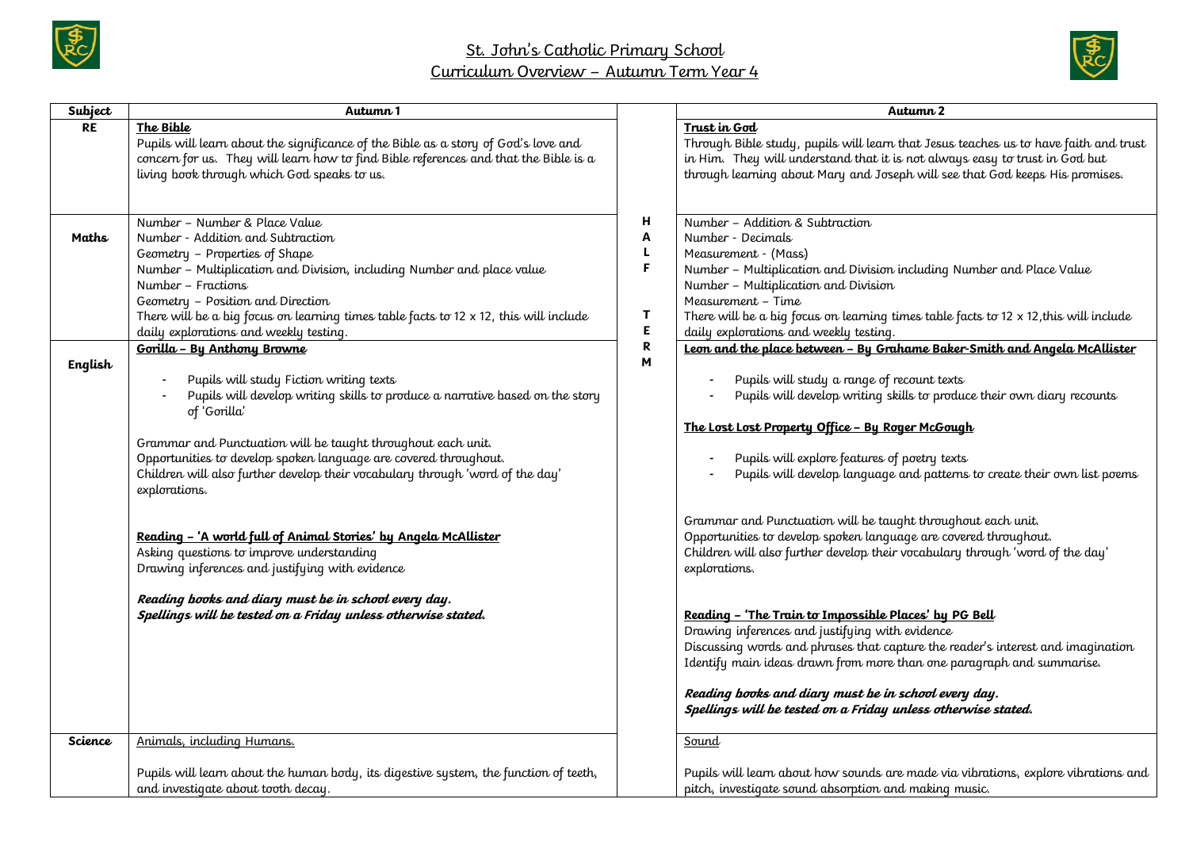# St. John's Catholic Primary School

## Curriculum Overview – Autumn Term Year 4

| Subject | Autumn 1 | | Autumn 2 |
|---|---|---|---|
| **RE** | **The Bible**<br>Pupils will learn about the significance of the Bible as a story of God's love and concern for us. They will learn how to find Bible references and that the Bible is a living book through which God speaks to us. | **HALF TERM** | **Trust in God**<br>Through Bible study, pupils will learn that Jesus teaches us to have faith and trust in Him. They will understand that it is not always easy to trust in God but through learning about Mary and Joseph will see that God keeps His promises. |
| **Maths** | Number – Number & Place Value<br>Number - Addition and Subtraction<br>Geometry – Properties of Shape<br>Number – Multiplication and Division, including Number and place value<br>Number – Fractions<br>Geometry – Position and Direction<br>There will be a big focus on learning times table facts to 12 x 12, this will include daily explorations and weekly testing. | | Number – Addition & Subtraction<br>Number - Decimals<br>Measurement - (Mass)<br>Number – Multiplication and Division including Number and Place Value<br>Number – Multiplication and Division<br>Measurement – Time<br>There will be a big focus on learning times table facts to 12 x 12,this will include daily explorations and weekly testing. |
| **English** | **Gorilla – By Anthony Browne**<br>- Pupils will study Fiction writing texts<br>- Pupils will develop writing skills to produce a narrative based on the story of 'Gorilla'<br><br>Grammar and Punctuation will be taught throughout each unit.<br>Opportunities to develop spoken language are covered throughout.<br>Children will also further develop their vocabulary through 'word of the day' explorations.<br><br>**Reading – 'A world full of Animal Stories' by Angela McAllister**<br>Asking questions to improve understanding<br>Drawing inferences and justifying with evidence<br><br>***Reading books and diary must be in school every day.***<br>***Spellings will be tested on a Friday unless otherwise stated.*** | | **Leon and the place between – By Grahame Baker-Smith and Angela McAllister**<br>- Pupils will study a range of recount texts<br>- Pupils will develop writing skills to produce their own diary recounts<br><br>**The Lost Lost Property Office – By Roger McGough**<br>- Pupils will explore features of poetry texts<br>- Pupils will develop language and patterns to create their own list poems<br><br>Grammar and Punctuation will be taught throughout each unit.<br>Opportunities to develop spoken language are covered throughout.<br>Children will also further develop their vocabulary through 'word of the day' explorations.<br><br>**Reading – 'The Train to Impossible Places' by PG Bell**<br>Drawing inferences and justifying with evidence<br>Discussing words and phrases that capture the reader's interest and imagination<br>Identify main ideas drawn from more than one paragraph and summarise.<br><br>***Reading books and diary must be in school every day.***<br>***Spellings will be tested on a Friday unless otherwise stated.*** |
| **Science** | Animals, including Humans.<br><br>Pupils will learn about the human body, its digestive system, the function of teeth, and investigate about tooth decay. | | Sound<br><br>Pupils will learn about how sounds are made via vibrations, explore vibrations and pitch, investigate sound absorption and making music. |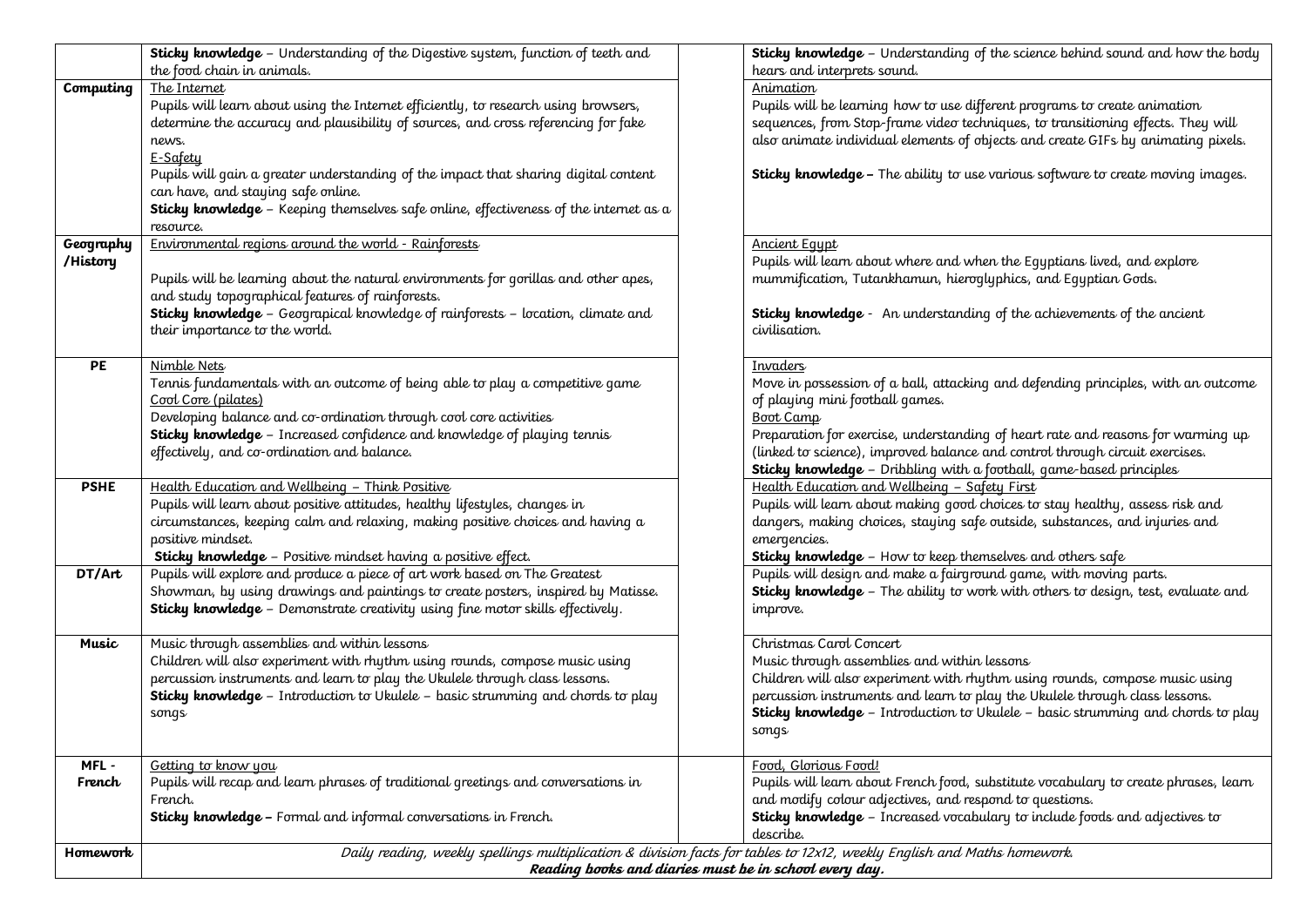| | | | |
|---|---|---|---|
| | **Sticky knowledge** – Understanding of the Digestive system, function of teeth and the food chain in animals. | | **Sticky knowledge** – Understanding of the science behind sound and how the body hears and interprets sound. |
| **Computing** | The Internet<br>Pupils will learn about using the Internet efficiently, to research using browsers, determine the accuracy and plausibility of sources, and cross referencing for fake news.<br>E-Safety<br>Pupils will gain a greater understanding of the impact that sharing digital content can have, and staying safe online.<br>**Sticky knowledge** – Keeping themselves safe online, effectiveness of the internet as a resource. | | Animation<br>Pupils will be learning how to use different programs to create animation sequences, from Stop-frame video techniques, to transitioning effects. They will also animate individual elements of objects and create GIFs by animating pixels.<br><br>**Sticky knowledge –** The ability to use various software to create moving images. |
| **Geography /History** | Environmental regions around the world - Rainforests<br><br>Pupils will be learning about the natural environments for gorillas and other apes, and study topographical features of rainforests.<br>**Sticky knowledge** – Geograpical knowledge of rainforests – location, climate and their importance to the world. | | Ancient Egypt<br>Pupils will learn about where and when the Egyptians lived, and explore mummification, Tutankhamun, hieroglyphics, and Egyptian Gods.<br><br>**Sticky knowledge** - An understanding of the achievements of the ancient civilisation. |
| **PE** | Nimble Nets<br>Tennis fundamentals with an outcome of being able to play a competitive game<br>Cool Core (pilates)<br>Developing balance and co-ordination through cool core activities<br>**Sticky knowledge** – Increased confidence and knowledge of playing tennis effectively, and co-ordination and balance. | | Invaders<br>Move in possession of a ball, attacking and defending principles, with an outcome of playing mini football games.<br>Boot Camp<br>Preparation for exercise, understanding of heart rate and reasons for warming up (linked to science), improved balance and control through circuit exercises.<br>**Sticky knowledge** – Dribbling with a football, game-based principles |
| **PSHE** | Health Education and Wellbeing – Think Positive<br>Pupils will learn about positive attitudes, healthy lifestyles, changes in circumstances, keeping calm and relaxing, making positive choices and having a positive mindset.<br>**Sticky knowledge** – Positive mindset having a positive effect. | | Health Education and Wellbeing – Safety First<br>Pupils will learn about making good choices to stay healthy, assess risk and dangers, making choices, staying safe outside, substances, and injuries and emergencies.<br>**Sticky knowledge** – How to keep themselves and others safe |
| **DT/Art** | Pupils will explore and produce a piece of art work based on The Greatest Showman, by using drawings and paintings to create posters, inspired by Matisse.<br>**Sticky knowledge** – Demonstrate creativity using fine motor skills effectively. | | Pupils will design and make a fairground game, with moving parts.<br>**Sticky knowledge** – The ability to work with others to design, test, evaluate and improve. |
| **Music** | Music through assemblies and within lessons<br>Children will also experiment with rhythm using rounds, compose music using percussion instruments and learn to play the Ukulele through class lessons.<br>**Sticky knowledge** – Introduction to Ukulele – basic strumming and chords to play songs | | Christmas Carol Concert<br>Music through assemblies and within lessons<br>Children will also experiment with rhythm using rounds, compose music using percussion instruments and learn to play the Ukulele through class lessons.<br>**Sticky knowledge** – Introduction to Ukulele – basic strumming and chords to play songs |
| **MFL - French** | Getting to know you<br>Pupils will recap and learn phrases of traditional greetings and conversations in French.<br>**Sticky knowledge –** Formal and informal conversations in French. | | Food, Glorious Food!<br>Pupils will learn about French food, substitute vocabulary to create phrases, learn and modify colour adjectives, and respond to questions.<br>**Sticky knowledge** – Increased vocabulary to include foods and adjectives to describe. |
| **Homework** | *Daily reading, weekly spellings multiplication & division facts for tables to 12x12, weekly English and Maths homework.*<br>***Reading books and diaries must be in school every day.*** | | |